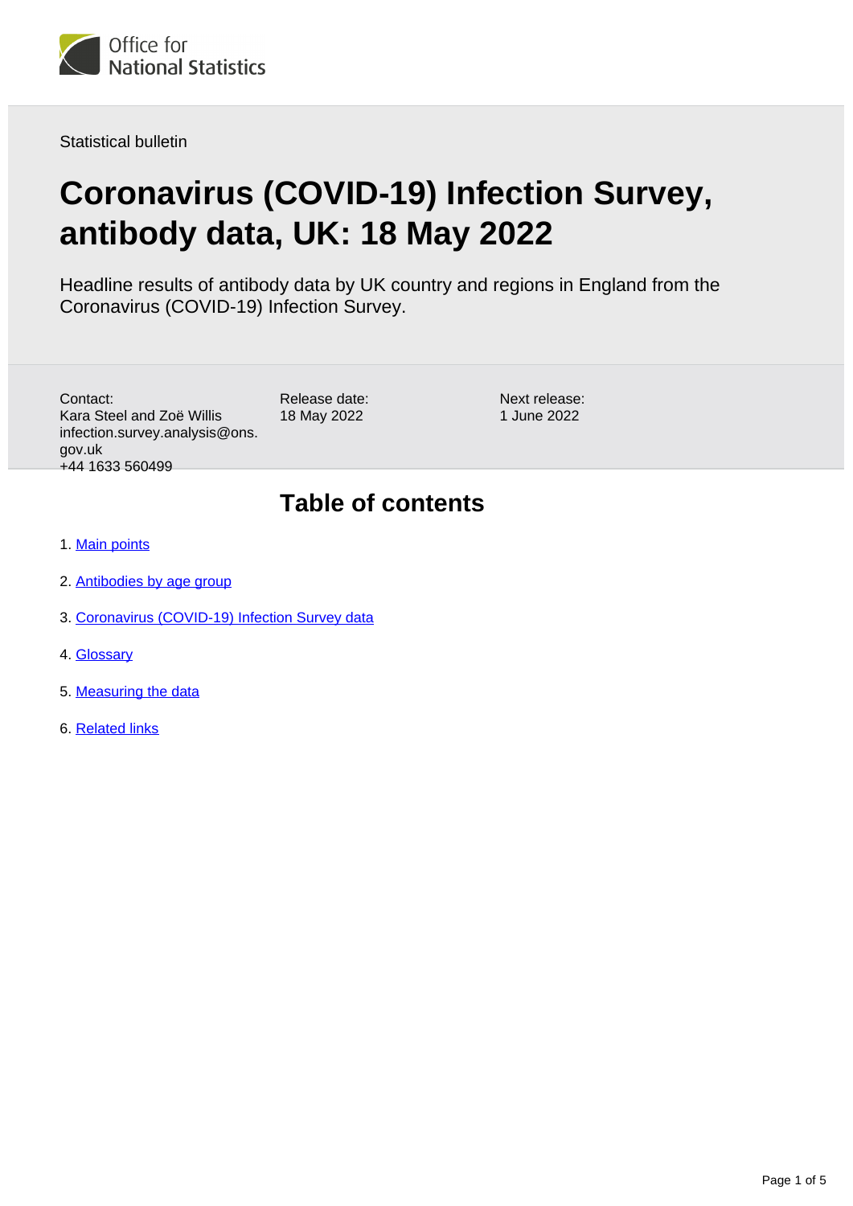Statistical bulletin

# Coronavirus (COVID-19) Infection Survey, antibody data, UK: 18 May 2022

Headline results of antibody data by UK country and regions in England from the Coronavirus (COVID-19) Infection Survey.

Contact:
Kara Steel and Zoë Willis
infection.survey.analysis@ons.gov.uk
+44 1633 560499

Release date:
18 May 2022

Next release:
1 June 2022

## Table of contents

1. Main points
2. Antibodies by age group
3. Coronavirus (COVID-19) Infection Survey data
4. Glossary
5. Measuring the data
6. Related links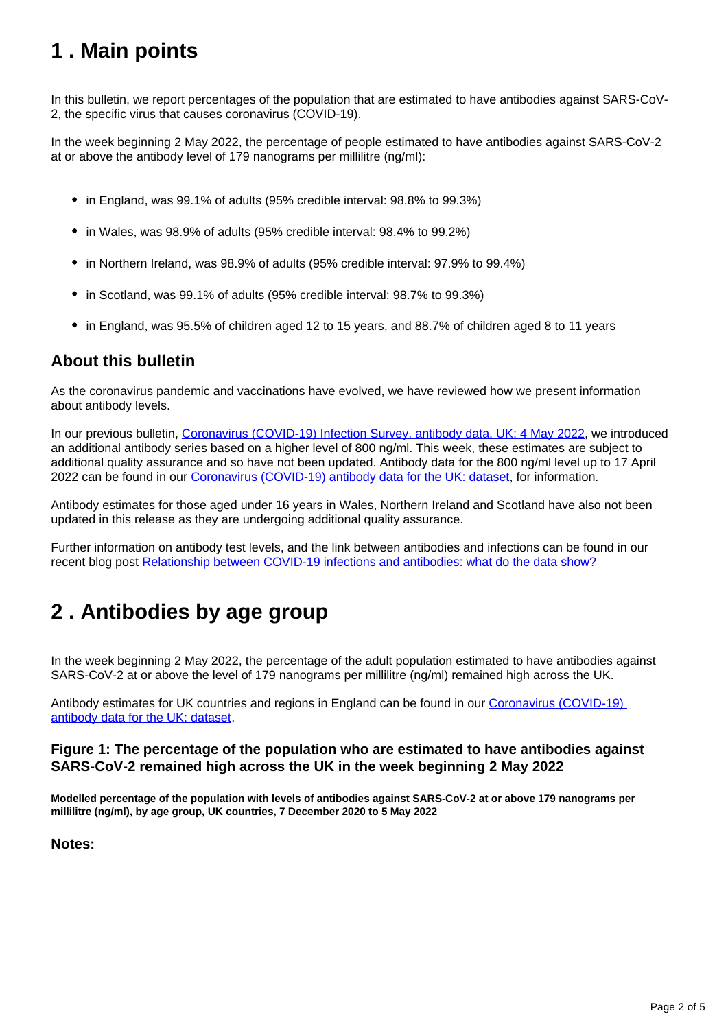# 1 . Main points

In this bulletin, we report percentages of the population that are estimated to have antibodies against SARS-CoV-2, the specific virus that causes coronavirus (COVID-19).

In the week beginning 2 May 2022, the percentage of people estimated to have antibodies against SARS-CoV-2 at or above the antibody level of 179 nanograms per millilitre (ng/ml):

- in England, was 99.1% of adults (95% credible interval: 98.8% to 99.3%)
- in Wales, was 98.9% of adults (95% credible interval: 98.4% to 99.2%)
- in Northern Ireland, was 98.9% of adults (95% credible interval: 97.9% to 99.4%)
- in Scotland, was 99.1% of adults (95% credible interval: 98.7% to 99.3%)
- in England, was 95.5% of children aged 12 to 15 years, and 88.7% of children aged 8 to 11 years

## About this bulletin

As the coronavirus pandemic and vaccinations have evolved, we have reviewed how we present information about antibody levels.

In our previous bulletin, [Coronavirus (COVID-19) Infection Survey, antibody data, UK: 4 May 2022](), we introduced an additional antibody series based on a higher level of 800 ng/ml. This week, these estimates are subject to additional quality assurance and so have not been updated. Antibody data for the 800 ng/ml level up to 17 April 2022 can be found in our [Coronavirus (COVID-19) antibody data for the UK: dataset](), for information.

Antibody estimates for those aged under 16 years in Wales, Northern Ireland and Scotland have also not been updated in this release as they are undergoing additional quality assurance.

Further information on antibody test levels, and the link between antibodies and infections can be found in our recent blog post [Relationship between COVID-19 infections and antibodies: what do the data show?]()

# 2 . Antibodies by age group

In the week beginning 2 May 2022, the percentage of the adult population estimated to have antibodies against SARS-CoV-2 at or above the level of 179 nanograms per millilitre (ng/ml) remained high across the UK.

Antibody estimates for UK countries and regions in England can be found in our [Coronavirus (COVID-19) antibody data for the UK: dataset]().

### Figure 1: The percentage of the population who are estimated to have antibodies against SARS-CoV-2 remained high across the UK in the week beginning 2 May 2022

**Modelled percentage of the population with levels of antibodies against SARS-CoV-2 at or above 179 nanograms per millilitre (ng/ml), by age group, UK countries, 7 December 2020 to 5 May 2022**

**Notes:**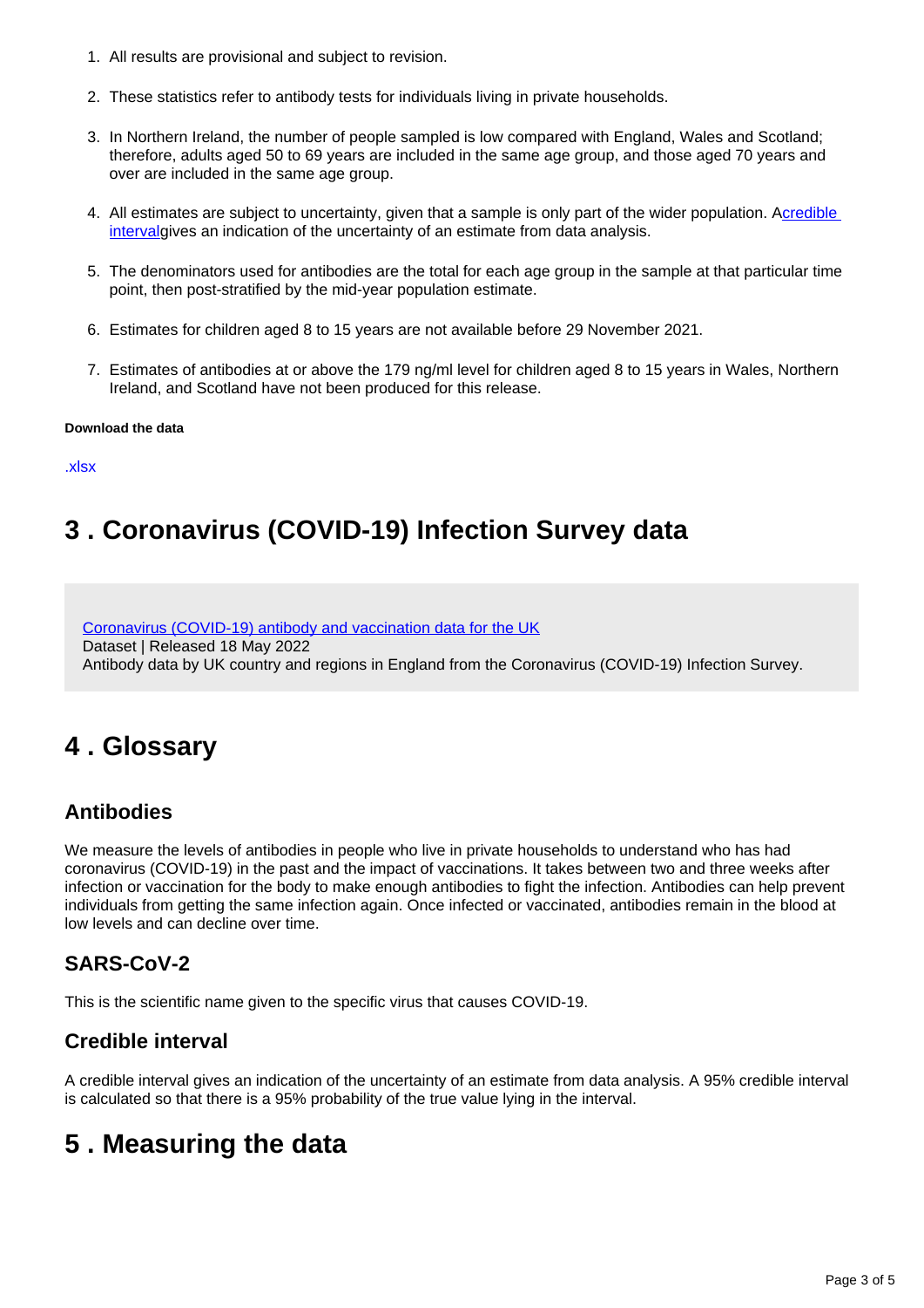1. All results are provisional and subject to revision.
2. These statistics refer to antibody tests for individuals living in private households.
3. In Northern Ireland, the number of people sampled is low compared with England, Wales and Scotland; therefore, adults aged 50 to 69 years are included in the same age group, and those aged 70 years and over are included in the same age group.
4. All estimates are subject to uncertainty, given that a sample is only part of the wider population. A[credible interval](#)gives an indication of the uncertainty of an estimate from data analysis.
5. The denominators used for antibodies are the total for each age group in the sample at that particular time point, then post-stratified by the mid-year population estimate.
6. Estimates for children aged 8 to 15 years are not available before 29 November 2021.
7. Estimates of antibodies at or above the 179 ng/ml level for children aged 8 to 15 years in Wales, Northern Ireland, and Scotland have not been produced for this release.

**Download the data**

.xlsx

## 3 . Coronavirus (COVID-19) Infection Survey data

Coronavirus (COVID-19) antibody and vaccination data for the UK
Dataset | Released 18 May 2022
Antibody data by UK country and regions in England from the Coronavirus (COVID-19) Infection Survey.

## 4 . Glossary

### Antibodies

We measure the levels of antibodies in people who live in private households to understand who has had coronavirus (COVID-19) in the past and the impact of vaccinations. It takes between two and three weeks after infection or vaccination for the body to make enough antibodies to fight the infection. Antibodies can help prevent individuals from getting the same infection again. Once infected or vaccinated, antibodies remain in the blood at low levels and can decline over time.

### SARS-CoV-2

This is the scientific name given to the specific virus that causes COVID-19.

### Credible interval

A credible interval gives an indication of the uncertainty of an estimate from data analysis. A 95% credible interval is calculated so that there is a 95% probability of the true value lying in the interval.

## 5 . Measuring the data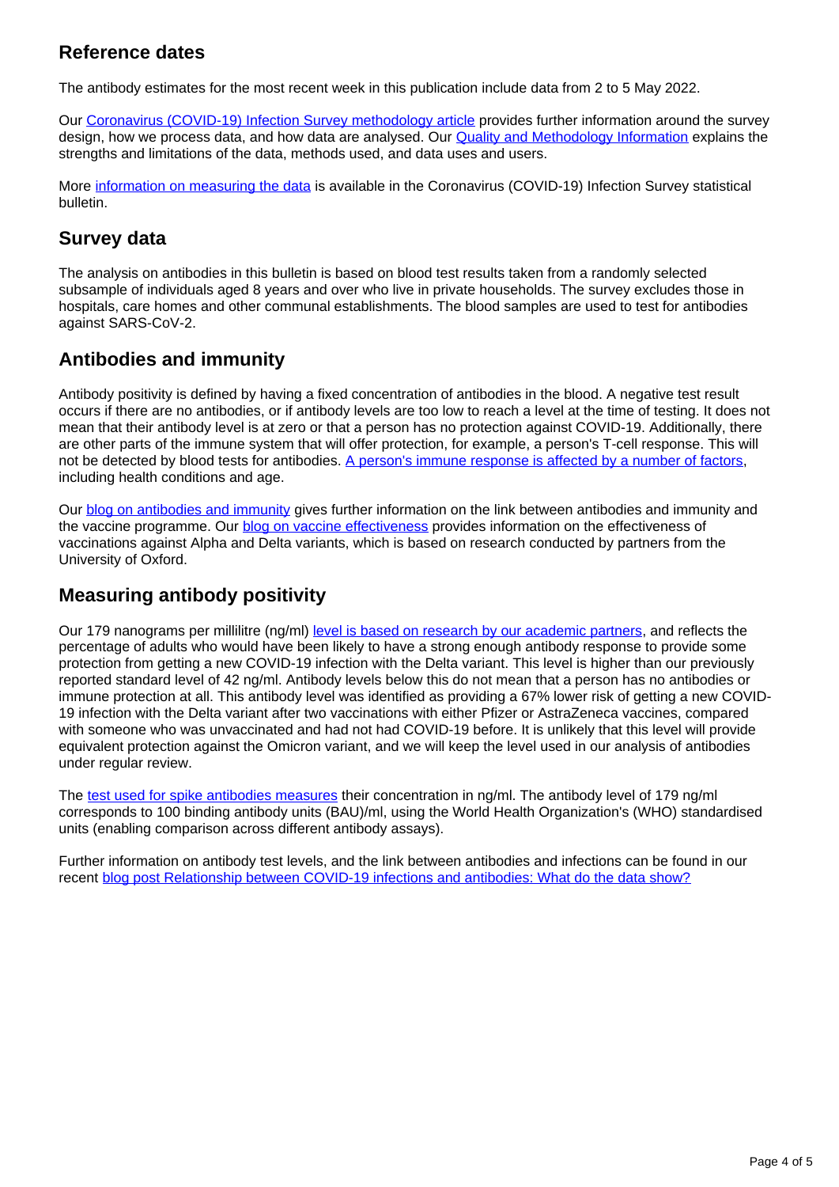## Reference dates

The antibody estimates for the most recent week in this publication include data from 2 to 5 May 2022.

Our Coronavirus (COVID-19) Infection Survey methodology article provides further information around the survey design, how we process data, and how data are analysed. Our Quality and Methodology Information explains the strengths and limitations of the data, methods used, and data uses and users.

More information on measuring the data is available in the Coronavirus (COVID-19) Infection Survey statistical bulletin.

## Survey data

The analysis on antibodies in this bulletin is based on blood test results taken from a randomly selected subsample of individuals aged 8 years and over who live in private households. The survey excludes those in hospitals, care homes and other communal establishments. The blood samples are used to test for antibodies against SARS-CoV-2.

## Antibodies and immunity

Antibody positivity is defined by having a fixed concentration of antibodies in the blood. A negative test result occurs if there are no antibodies, or if antibody levels are too low to reach a level at the time of testing. It does not mean that their antibody level is at zero or that a person has no protection against COVID-19. Additionally, there are other parts of the immune system that will offer protection, for example, a person's T-cell response. This will not be detected by blood tests for antibodies. A person's immune response is affected by a number of factors, including health conditions and age.

Our blog on antibodies and immunity gives further information on the link between antibodies and immunity and the vaccine programme. Our blog on vaccine effectiveness provides information on the effectiveness of vaccinations against Alpha and Delta variants, which is based on research conducted by partners from the University of Oxford.

## Measuring antibody positivity

Our 179 nanograms per millilitre (ng/ml) level is based on research by our academic partners, and reflects the percentage of adults who would have been likely to have a strong enough antibody response to provide some protection from getting a new COVID-19 infection with the Delta variant. This level is higher than our previously reported standard level of 42 ng/ml. Antibody levels below this do not mean that a person has no antibodies or immune protection at all. This antibody level was identified as providing a 67% lower risk of getting a new COVID-19 infection with the Delta variant after two vaccinations with either Pfizer or AstraZeneca vaccines, compared with someone who was unvaccinated and had not had COVID-19 before. It is unlikely that this level will provide equivalent protection against the Omicron variant, and we will keep the level used in our analysis of antibodies under regular review.

The test used for spike antibodies measures their concentration in ng/ml. The antibody level of 179 ng/ml corresponds to 100 binding antibody units (BAU)/ml, using the World Health Organization's (WHO) standardised units (enabling comparison across different antibody assays).

Further information on antibody test levels, and the link between antibodies and infections can be found in our recent blog post Relationship between COVID-19 infections and antibodies: What do the data show?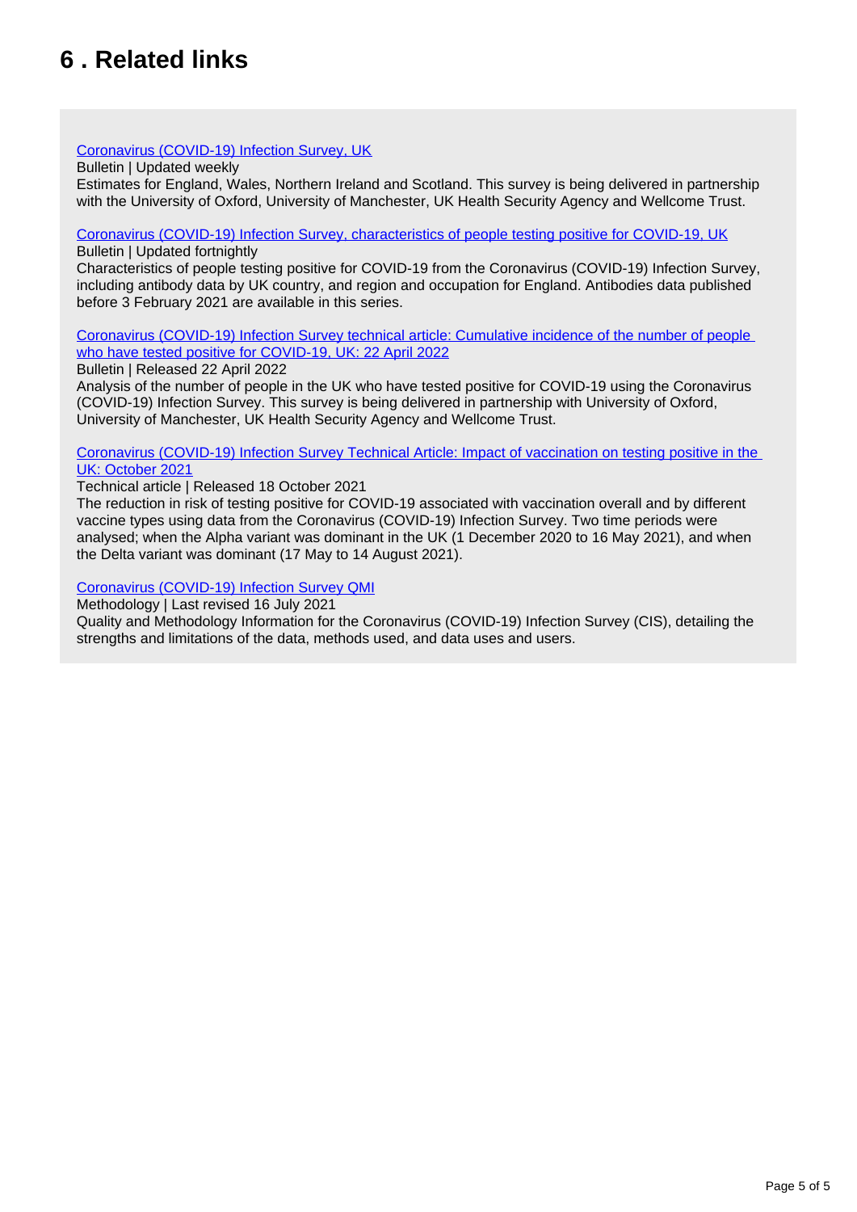## 6 . Related links

[Coronavirus (COVID-19) Infection Survey, UK]
Bulletin | Updated weekly
Estimates for England, Wales, Northern Ireland and Scotland. This survey is being delivered in partnership with the University of Oxford, University of Manchester, UK Health Security Agency and Wellcome Trust.

[Coronavirus (COVID-19) Infection Survey, characteristics of people testing positive for COVID-19, UK]
Bulletin | Updated fortnightly
Characteristics of people testing positive for COVID-19 from the Coronavirus (COVID-19) Infection Survey, including antibody data by UK country, and region and occupation for England. Antibodies data published before 3 February 2021 are available in this series.

[Coronavirus (COVID-19) Infection Survey technical article: Cumulative incidence of the number of people who have tested positive for COVID-19, UK: 22 April 2022]
Bulletin | Released 22 April 2022
Analysis of the number of people in the UK who have tested positive for COVID-19 using the Coronavirus (COVID-19) Infection Survey. This survey is being delivered in partnership with University of Oxford, University of Manchester, UK Health Security Agency and Wellcome Trust.

[Coronavirus (COVID-19) Infection Survey Technical Article: Impact of vaccination on testing positive in the UK: October 2021]
Technical article | Released 18 October 2021
The reduction in risk of testing positive for COVID-19 associated with vaccination overall and by different vaccine types using data from the Coronavirus (COVID-19) Infection Survey. Two time periods were analysed; when the Alpha variant was dominant in the UK (1 December 2020 to 16 May 2021), and when the Delta variant was dominant (17 May to 14 August 2021).

[Coronavirus (COVID-19) Infection Survey QMI]
Methodology | Last revised 16 July 2021
Quality and Methodology Information for the Coronavirus (COVID-19) Infection Survey (CIS), detailing the strengths and limitations of the data, methods used, and data uses and users.